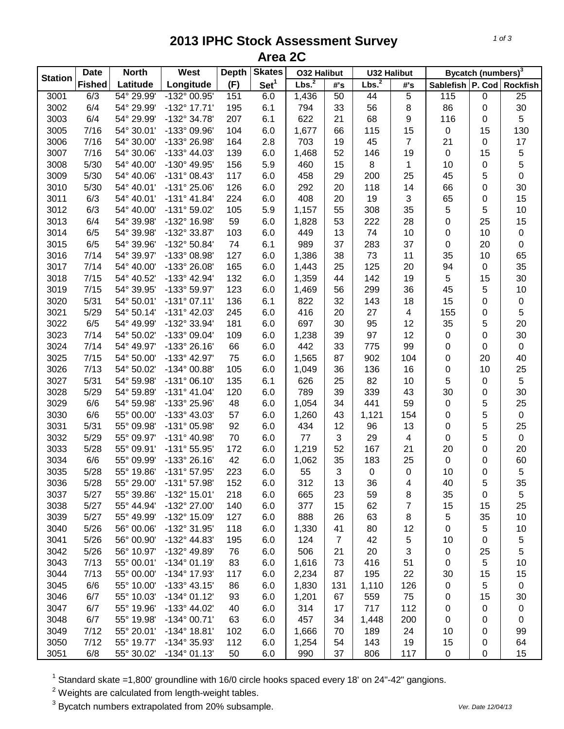# 2013 IPHC Stock Assessment Survey
## Area 2C

| Station | Date | North | West | Depth | Skates | O32 Halibut | | U32 Halibut | | Bycatch (numbers)[3] | | |
|---|---|---|---|---|---|---|---|---|---|---|---|---|
| | Fished | Latitude | Longitude | (F) | Set[1] | Lbs.[2] | #'s | Lbs.[2] | #'s | Sablefish | P. Cod | Rockfish |
| 3001 | 6/3 | 54° 29.99' | -132° 00.95' | 151 | 6.0 | 1,436 | 50 | 44 | 5 | 115 | 0 | 25 |
| 3002 | 6/4 | 54° 29.99' | -132° 17.71' | 195 | 6.1 | 794 | 33 | 56 | 8 | 86 | 0 | 30 |
| 3003 | 6/4 | 54° 29.99' | -132° 34.78' | 207 | 6.1 | 622 | 21 | 68 | 9 | 116 | 0 | 5 |
| 3005 | 7/16 | 54° 30.01' | -133° 09.96' | 104 | 6.0 | 1,677 | 66 | 115 | 15 | 0 | 15 | 130 |
| 3006 | 7/16 | 54° 30.00' | -133° 26.98' | 164 | 2.8 | 703 | 19 | 45 | 7 | 21 | 0 | 17 |
| 3007 | 7/16 | 54° 30.06' | -133° 44.03' | 139 | 6.0 | 1,468 | 52 | 146 | 19 | 0 | 15 | 5 |
| 3008 | 5/30 | 54° 40.00' | -130° 49.95' | 156 | 5.9 | 460 | 15 | 8 | 1 | 10 | 0 | 5 |
| 3009 | 5/30 | 54° 40.06' | -131° 08.43' | 117 | 6.0 | 458 | 29 | 200 | 25 | 45 | 5 | 0 |
| 3010 | 5/30 | 54° 40.01' | -131° 25.06' | 126 | 6.0 | 292 | 20 | 118 | 14 | 66 | 0 | 30 |
| 3011 | 6/3 | 54° 40.01' | -131° 41.84' | 224 | 6.0 | 408 | 20 | 19 | 3 | 65 | 0 | 15 |
| 3012 | 6/3 | 54° 40.00' | -131° 59.02' | 105 | 5.9 | 1,157 | 55 | 308 | 35 | 5 | 5 | 10 |
| 3013 | 6/4 | 54° 39.98' | -132° 16.98' | 59 | 6.0 | 1,828 | 53 | 222 | 28 | 0 | 25 | 15 |
| 3014 | 6/5 | 54° 39.98' | -132° 33.87' | 103 | 6.0 | 449 | 13 | 74 | 10 | 0 | 10 | 0 |
| 3015 | 6/5 | 54° 39.96' | -132° 50.84' | 74 | 6.1 | 989 | 37 | 283 | 37 | 0 | 20 | 0 |
| 3016 | 7/14 | 54° 39.97' | -133° 08.98' | 127 | 6.0 | 1,386 | 38 | 73 | 11 | 35 | 10 | 65 |
| 3017 | 7/14 | 54° 40.00' | -133° 26.08' | 165 | 6.0 | 1,443 | 25 | 125 | 20 | 94 | 0 | 35 |
| 3018 | 7/15 | 54° 40.52' | -133° 42.94' | 132 | 6.0 | 1,359 | 44 | 142 | 19 | 5 | 15 | 30 |
| 3019 | 7/15 | 54° 39.95' | -133° 59.97' | 123 | 6.0 | 1,469 | 56 | 299 | 36 | 45 | 5 | 10 |
| 3020 | 5/31 | 54° 50.01' | -131° 07.11' | 136 | 6.1 | 822 | 32 | 143 | 18 | 15 | 0 | 0 |
| 3021 | 5/29 | 54° 50.14' | -131° 42.03' | 245 | 6.0 | 416 | 20 | 27 | 4 | 155 | 0 | 5 |
| 3022 | 6/5 | 54° 49.99' | -132° 33.94' | 181 | 6.0 | 697 | 30 | 95 | 12 | 35 | 5 | 20 |
| 3023 | 7/14 | 54° 50.02' | -133° 09.04' | 109 | 6.0 | 1,238 | 39 | 97 | 12 | 0 | 0 | 30 |
| 3024 | 7/14 | 54° 49.97' | -133° 26.16' | 66 | 6.0 | 442 | 33 | 775 | 99 | 0 | 0 | 0 |
| 3025 | 7/15 | 54° 50.00' | -133° 42.97' | 75 | 6.0 | 1,565 | 87 | 902 | 104 | 0 | 20 | 40 |
| 3026 | 7/13 | 54° 50.02' | -134° 00.88' | 105 | 6.0 | 1,049 | 36 | 136 | 16 | 0 | 10 | 25 |
| 3027 | 5/31 | 54° 59.98' | -131° 06.10' | 135 | 6.1 | 626 | 25 | 82 | 10 | 5 | 0 | 5 |
| 3028 | 5/29 | 54° 59.89' | -131° 41.04' | 120 | 6.0 | 789 | 39 | 339 | 43 | 30 | 0 | 30 |
| 3029 | 6/6 | 54° 59.98' | -133° 25.96' | 48 | 6.0 | 1,054 | 34 | 441 | 59 | 0 | 5 | 25 |
| 3030 | 6/6 | 55° 00.00' | -133° 43.03' | 57 | 6.0 | 1,260 | 43 | 1,121 | 154 | 0 | 5 | 0 |
| 3031 | 5/31 | 55° 09.98' | -131° 05.98' | 92 | 6.0 | 434 | 12 | 96 | 13 | 0 | 5 | 25 |
| 3032 | 5/29 | 55° 09.97' | -131° 40.98' | 70 | 6.0 | 77 | 3 | 29 | 4 | 0 | 5 | 0 |
| 3033 | 5/28 | 55° 09.91' | -131° 55.95' | 172 | 6.0 | 1,219 | 52 | 167 | 21 | 20 | 0 | 20 |
| 3034 | 6/6 | 55° 09.99' | -133° 26.16' | 42 | 6.0 | 1,062 | 35 | 183 | 25 | 0 | 0 | 60 |
| 3035 | 5/28 | 55° 19.86' | -131° 57.95' | 223 | 6.0 | 55 | 3 | 0 | 0 | 10 | 0 | 5 |
| 3036 | 5/28 | 55° 29.00' | -131° 57.98' | 152 | 6.0 | 312 | 13 | 36 | 4 | 40 | 5 | 35 |
| 3037 | 5/27 | 55° 39.86' | -132° 15.01' | 218 | 6.0 | 665 | 23 | 59 | 8 | 35 | 0 | 5 |
| 3038 | 5/27 | 55° 44.94' | -132° 27.00' | 140 | 6.0 | 377 | 15 | 62 | 7 | 15 | 15 | 25 |
| 3039 | 5/27 | 55° 49.99' | -132° 15.09' | 127 | 6.0 | 888 | 26 | 63 | 8 | 5 | 35 | 10 |
| 3040 | 5/26 | 56° 00.06' | -132° 31.95' | 118 | 6.0 | 1,330 | 41 | 80 | 12 | 0 | 5 | 10 |
| 3041 | 5/26 | 56° 00.90' | -132° 44.83' | 195 | 6.0 | 124 | 7 | 42 | 5 | 10 | 0 | 5 |
| 3042 | 5/26 | 56° 10.97' | -132° 49.89' | 76 | 6.0 | 506 | 21 | 20 | 3 | 0 | 25 | 5 |
| 3043 | 7/13 | 55° 00.01' | -134° 01.19' | 83 | 6.0 | 1,616 | 73 | 416 | 51 | 0 | 5 | 10 |
| 3044 | 7/13 | 55° 00.00' | -134° 17.93' | 117 | 6.0 | 2,234 | 87 | 195 | 22 | 30 | 15 | 15 |
| 3045 | 6/6 | 55° 10.00' | -133° 43.15' | 86 | 6.0 | 1,830 | 131 | 1,110 | 126 | 0 | 5 | 0 |
| 3046 | 6/7 | 55° 10.03' | -134° 01.12' | 93 | 6.0 | 1,201 | 67 | 559 | 75 | 0 | 15 | 30 |
| 3047 | 6/7 | 55° 19.96' | -133° 44.02' | 40 | 6.0 | 314 | 17 | 717 | 112 | 0 | 0 | 0 |
| 3048 | 6/7 | 55° 19.98' | -134° 00.71' | 63 | 6.0 | 457 | 34 | 1,448 | 200 | 0 | 0 | 0 |
| 3049 | 7/12 | 55° 20.01' | -134° 18.81' | 102 | 6.0 | 1,666 | 70 | 189 | 24 | 10 | 0 | 99 |
| 3050 | 7/12 | 55° 19.77' | -134° 35.93' | 112 | 6.0 | 1,254 | 54 | 143 | 19 | 15 | 0 | 64 |
| 3051 | 6/8 | 55° 30.02' | -134° 01.13' | 50 | 6.0 | 990 | 37 | 806 | 117 | 0 | 0 | 15 |

[1] Standard skate =1,800' groundline with 16/0 circle hooks spaced every 18' on 24"-42" gangions.

[2] Weights are calculated from length-weight tables.

[3] Bycatch numbers extrapolated from 20% subsample.

*Ver. Date 12/04/13*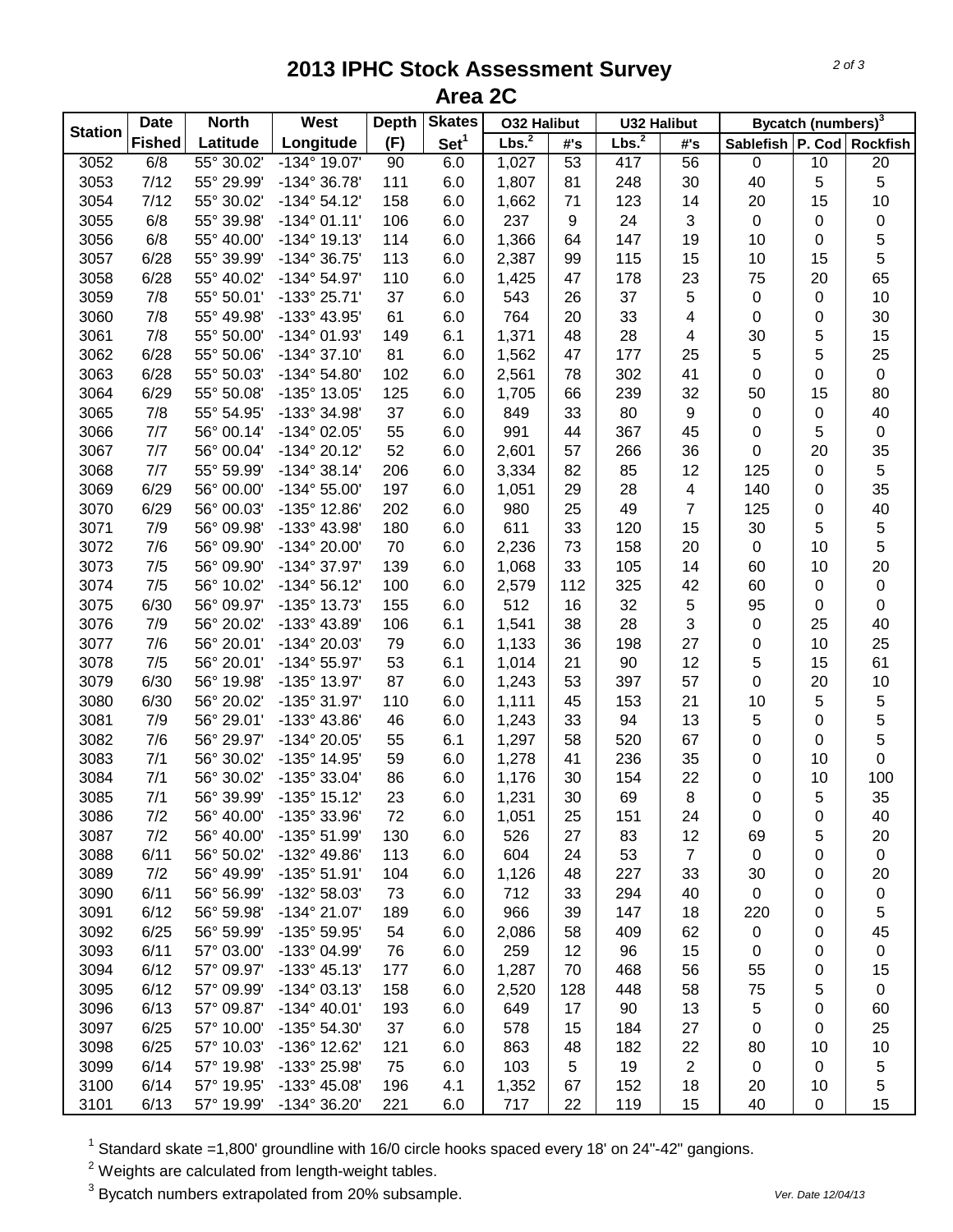# 2013 IPHC Stock Assessment Survey
## Area 2C

| Station | Date | North | West | Depth | Skates | O32 Halibut | | U32 Halibut | | Bycatch (numbers)[3] | | |
|---|---|---|---|---|---|---|---|---|---|---|---|---|
| | Fished | Latitude | Longitude | (F) | Set[1] | Lbs.[2] | #'s | Lbs.[2] | #'s | Sablefish | P. Cod | Rockfish |
| 3052 | 6/8 | 55° 30.02' | -134° 19.07' | 90 | 6.0 | 1,027 | 53 | 417 | 56 | 0 | 10 | 20 |
| 3053 | 7/12 | 55° 29.99' | -134° 36.78' | 111 | 6.0 | 1,807 | 81 | 248 | 30 | 40 | 5 | 5 |
| 3054 | 7/12 | 55° 30.02' | -134° 54.12' | 158 | 6.0 | 1,662 | 71 | 123 | 14 | 20 | 15 | 10 |
| 3055 | 6/8 | 55° 39.98' | -134° 01.11' | 106 | 6.0 | 237 | 9 | 24 | 3 | 0 | 0 | 0 |
| 3056 | 6/8 | 55° 40.00' | -134° 19.13' | 114 | 6.0 | 1,366 | 64 | 147 | 19 | 10 | 0 | 5 |
| 3057 | 6/28 | 55° 39.99' | -134° 36.75' | 113 | 6.0 | 2,387 | 99 | 115 | 15 | 10 | 15 | 5 |
| 3058 | 6/28 | 55° 40.02' | -134° 54.97' | 110 | 6.0 | 1,425 | 47 | 178 | 23 | 75 | 20 | 65 |
| 3059 | 7/8 | 55° 50.01' | -133° 25.71' | 37 | 6.0 | 543 | 26 | 37 | 5 | 0 | 0 | 10 |
| 3060 | 7/8 | 55° 49.98' | -133° 43.95' | 61 | 6.0 | 764 | 20 | 33 | 4 | 0 | 0 | 30 |
| 3061 | 7/8 | 55° 50.00' | -134° 01.93' | 149 | 6.1 | 1,371 | 48 | 28 | 4 | 30 | 5 | 15 |
| 3062 | 6/28 | 55° 50.06' | -134° 37.10' | 81 | 6.0 | 1,562 | 47 | 177 | 25 | 5 | 5 | 25 |
| 3063 | 6/28 | 55° 50.03' | -134° 54.80' | 102 | 6.0 | 2,561 | 78 | 302 | 41 | 0 | 0 | 0 |
| 3064 | 6/29 | 55° 50.08' | -135° 13.05' | 125 | 6.0 | 1,705 | 66 | 239 | 32 | 50 | 15 | 80 |
| 3065 | 7/8 | 55° 54.95' | -133° 34.98' | 37 | 6.0 | 849 | 33 | 80 | 9 | 0 | 0 | 40 |
| 3066 | 7/7 | 56° 00.14' | -134° 02.05' | 55 | 6.0 | 991 | 44 | 367 | 45 | 0 | 5 | 0 |
| 3067 | 7/7 | 56° 00.04' | -134° 20.12' | 52 | 6.0 | 2,601 | 57 | 266 | 36 | 0 | 20 | 35 |
| 3068 | 7/7 | 55° 59.99' | -134° 38.14' | 206 | 6.0 | 3,334 | 82 | 85 | 12 | 125 | 0 | 5 |
| 3069 | 6/29 | 56° 00.00' | -134° 55.00' | 197 | 6.0 | 1,051 | 29 | 28 | 4 | 140 | 0 | 35 |
| 3070 | 6/29 | 56° 00.03' | -135° 12.86' | 202 | 6.0 | 980 | 25 | 49 | 7 | 125 | 0 | 40 |
| 3071 | 7/9 | 56° 09.98' | -133° 43.98' | 180 | 6.0 | 611 | 33 | 120 | 15 | 30 | 5 | 5 |
| 3072 | 7/6 | 56° 09.90' | -134° 20.00' | 70 | 6.0 | 2,236 | 73 | 158 | 20 | 0 | 10 | 5 |
| 3073 | 7/5 | 56° 09.90' | -134° 37.97' | 139 | 6.0 | 1,068 | 33 | 105 | 14 | 60 | 10 | 20 |
| 3074 | 7/5 | 56° 10.02' | -134° 56.12' | 100 | 6.0 | 2,579 | 112 | 325 | 42 | 60 | 0 | 0 |
| 3075 | 6/30 | 56° 09.97' | -135° 13.73' | 155 | 6.0 | 512 | 16 | 32 | 5 | 95 | 0 | 0 |
| 3076 | 7/9 | 56° 20.02' | -133° 43.89' | 106 | 6.1 | 1,541 | 38 | 28 | 3 | 0 | 25 | 40 |
| 3077 | 7/6 | 56° 20.01' | -134° 20.03' | 79 | 6.0 | 1,133 | 36 | 198 | 27 | 0 | 10 | 25 |
| 3078 | 7/5 | 56° 20.01' | -134° 55.97' | 53 | 6.1 | 1,014 | 21 | 90 | 12 | 5 | 15 | 61 |
| 3079 | 6/30 | 56° 19.98' | -135° 13.97' | 87 | 6.0 | 1,243 | 53 | 397 | 57 | 0 | 20 | 10 |
| 3080 | 6/30 | 56° 20.02' | -135° 31.97' | 110 | 6.0 | 1,111 | 45 | 153 | 21 | 10 | 5 | 5 |
| 3081 | 7/9 | 56° 29.01' | -133° 43.86' | 46 | 6.0 | 1,243 | 33 | 94 | 13 | 5 | 0 | 5 |
| 3082 | 7/6 | 56° 29.97' | -134° 20.05' | 55 | 6.1 | 1,297 | 58 | 520 | 67 | 0 | 0 | 5 |
| 3083 | 7/1 | 56° 30.02' | -135° 14.95' | 59 | 6.0 | 1,278 | 41 | 236 | 35 | 0 | 10 | 0 |
| 3084 | 7/1 | 56° 30.02' | -135° 33.04' | 86 | 6.0 | 1,176 | 30 | 154 | 22 | 0 | 10 | 100 |
| 3085 | 7/1 | 56° 39.99' | -135° 15.12' | 23 | 6.0 | 1,231 | 30 | 69 | 8 | 0 | 5 | 35 |
| 3086 | 7/2 | 56° 40.00' | -135° 33.96' | 72 | 6.0 | 1,051 | 25 | 151 | 24 | 0 | 0 | 40 |
| 3087 | 7/2 | 56° 40.00' | -135° 51.99' | 130 | 6.0 | 526 | 27 | 83 | 12 | 69 | 5 | 20 |
| 3088 | 6/11 | 56° 50.02' | -132° 49.86' | 113 | 6.0 | 604 | 24 | 53 | 7 | 0 | 0 | 0 |
| 3089 | 7/2 | 56° 49.99' | -135° 51.91' | 104 | 6.0 | 1,126 | 48 | 227 | 33 | 30 | 0 | 20 |
| 3090 | 6/11 | 56° 56.99' | -132° 58.03' | 73 | 6.0 | 712 | 33 | 294 | 40 | 0 | 0 | 0 |
| 3091 | 6/12 | 56° 59.98' | -134° 21.07' | 189 | 6.0 | 966 | 39 | 147 | 18 | 220 | 0 | 5 |
| 3092 | 6/25 | 56° 59.99' | -135° 59.95' | 54 | 6.0 | 2,086 | 58 | 409 | 62 | 0 | 0 | 45 |
| 3093 | 6/11 | 57° 03.00' | -133° 04.99' | 76 | 6.0 | 259 | 12 | 96 | 15 | 0 | 0 | 0 |
| 3094 | 6/12 | 57° 09.97' | -133° 45.13' | 177 | 6.0 | 1,287 | 70 | 468 | 56 | 55 | 0 | 15 |
| 3095 | 6/12 | 57° 09.99' | -134° 03.13' | 158 | 6.0 | 2,520 | 128 | 448 | 58 | 75 | 5 | 0 |
| 3096 | 6/13 | 57° 09.87' | -134° 40.01' | 193 | 6.0 | 649 | 17 | 90 | 13 | 5 | 0 | 60 |
| 3097 | 6/25 | 57° 10.00' | -135° 54.30' | 37 | 6.0 | 578 | 15 | 184 | 27 | 0 | 0 | 25 |
| 3098 | 6/25 | 57° 10.03' | -136° 12.62' | 121 | 6.0 | 863 | 48 | 182 | 22 | 80 | 10 | 10 |
| 3099 | 6/14 | 57° 19.98' | -133° 25.98' | 75 | 6.0 | 103 | 5 | 19 | 2 | 0 | 0 | 5 |
| 3100 | 6/14 | 57° 19.95' | -133° 45.08' | 196 | 4.1 | 1,352 | 67 | 152 | 18 | 20 | 10 | 5 |
| 3101 | 6/13 | 57° 19.99' | -134° 36.20' | 221 | 6.0 | 717 | 22 | 119 | 15 | 40 | 0 | 15 |

[1] Standard skate =1,800' groundline with 16/0 circle hooks spaced every 18' on 24"-42" gangions.

[2] Weights are calculated from length-weight tables.

[3] Bycatch numbers extrapolated from 20% subsample.

Ver. Date 12/04/13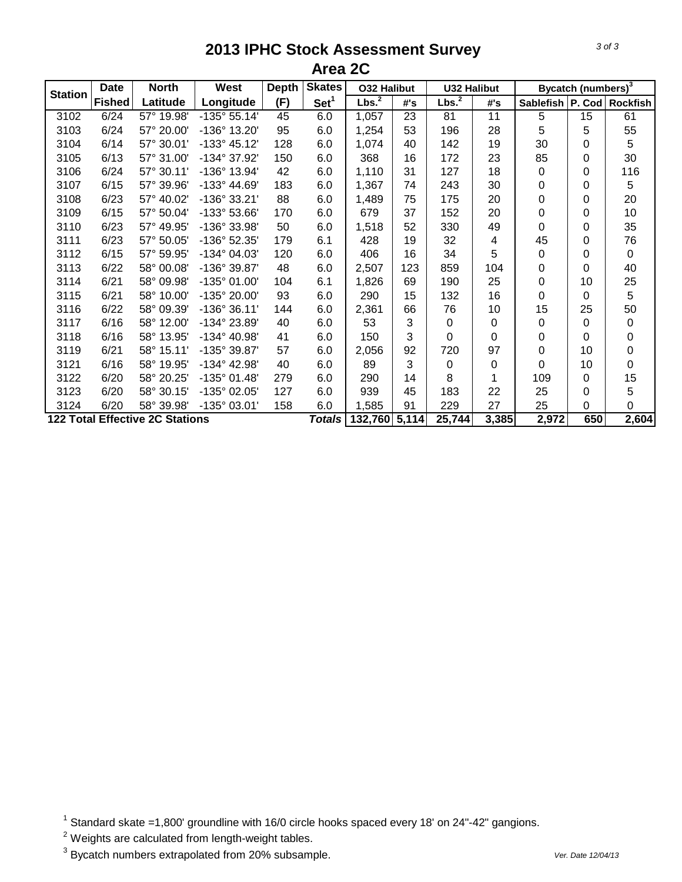# 2013 IPHC Stock Assessment Survey
## Area 2C

| Station | Date | North | West | Depth | Skates | O32 Halibut | | U32 Halibut | | Bycatch (numbers)[3] | | |
|---|---|---|---|---|---|---|---|---|---|---|---|---|
| | Fished | Latitude | Longitude | (F) | Set[1] | Lbs.[2] | #'s | Lbs.[2] | #'s | Sablefish | P. Cod | Rockfish |
| 3102 | 6/24 | 57° 19.98' | -135° 55.14' | 45 | 6.0 | 1,057 | 23 | 81 | 11 | 5 | 15 | 61 |
| 3103 | 6/24 | 57° 20.00' | -136° 13.20' | 95 | 6.0 | 1,254 | 53 | 196 | 28 | 5 | 5 | 55 |
| 3104 | 6/14 | 57° 30.01' | -133° 45.12' | 128 | 6.0 | 1,074 | 40 | 142 | 19 | 30 | 0 | 5 |
| 3105 | 6/13 | 57° 31.00' | -134° 37.92' | 150 | 6.0 | 368 | 16 | 172 | 23 | 85 | 0 | 30 |
| 3106 | 6/24 | 57° 30.11' | -136° 13.94' | 42 | 6.0 | 1,110 | 31 | 127 | 18 | 0 | 0 | 116 |
| 3107 | 6/15 | 57° 39.96' | -133° 44.69' | 183 | 6.0 | 1,367 | 74 | 243 | 30 | 0 | 0 | 5 |
| 3108 | 6/23 | 57° 40.02' | -136° 33.21' | 88 | 6.0 | 1,489 | 75 | 175 | 20 | 0 | 0 | 20 |
| 3109 | 6/15 | 57° 50.04' | -133° 53.66' | 170 | 6.0 | 679 | 37 | 152 | 20 | 0 | 0 | 10 |
| 3110 | 6/23 | 57° 49.95' | -136° 33.98' | 50 | 6.0 | 1,518 | 52 | 330 | 49 | 0 | 0 | 35 |
| 3111 | 6/23 | 57° 50.05' | -136° 52.35' | 179 | 6.1 | 428 | 19 | 32 | 4 | 45 | 0 | 76 |
| 3112 | 6/15 | 57° 59.95' | -134° 04.03' | 120 | 6.0 | 406 | 16 | 34 | 5 | 0 | 0 | 0 |
| 3113 | 6/22 | 58° 00.08' | -136° 39.87' | 48 | 6.0 | 2,507 | 123 | 859 | 104 | 0 | 0 | 40 |
| 3114 | 6/21 | 58° 09.98' | -135° 01.00' | 104 | 6.1 | 1,826 | 69 | 190 | 25 | 0 | 10 | 25 |
| 3115 | 6/21 | 58° 10.00' | -135° 20.00' | 93 | 6.0 | 290 | 15 | 132 | 16 | 0 | 0 | 5 |
| 3116 | 6/22 | 58° 09.39' | -136° 36.11' | 144 | 6.0 | 2,361 | 66 | 76 | 10 | 15 | 25 | 50 |
| 3117 | 6/16 | 58° 12.00' | -134° 23.89' | 40 | 6.0 | 53 | 3 | 0 | 0 | 0 | 0 | 0 |
| 3118 | 6/16 | 58° 13.95' | -134° 40.98' | 41 | 6.0 | 150 | 3 | 0 | 0 | 0 | 0 | 0 |
| 3119 | 6/21 | 58° 15.11' | -135° 39.87' | 57 | 6.0 | 2,056 | 92 | 720 | 97 | 0 | 10 | 0 |
| 3121 | 6/16 | 58° 19.95' | -134° 42.98' | 40 | 6.0 | 89 | 3 | 0 | 0 | 0 | 10 | 0 |
| 3122 | 6/20 | 58° 20.25' | -135° 01.48' | 279 | 6.0 | 290 | 14 | 8 | 1 | 109 | 0 | 15 |
| 3123 | 6/20 | 58° 30.15' | -135° 02.05' | 127 | 6.0 | 939 | 45 | 183 | 22 | 25 | 0 | 5 |
| 3124 | 6/20 | 58° 39.98' | -135° 03.01' | 158 | 6.0 | 1,585 | 91 | 229 | 27 | 25 | 0 | 0 |
| **122 Total Effective 2C Stations** | | | | | ***Totals*** | **132,760** | **5,114** | **25,744** | **3,385** | **2,972** | **650** | **2,604** |

[1] Standard skate =1,800' groundline with 16/0 circle hooks spaced every 18' on 24"-42" gangions.

[2] Weights are calculated from length-weight tables.

[3] Bycatch numbers extrapolated from 20% subsample.

*Ver. Date 12/04/13*